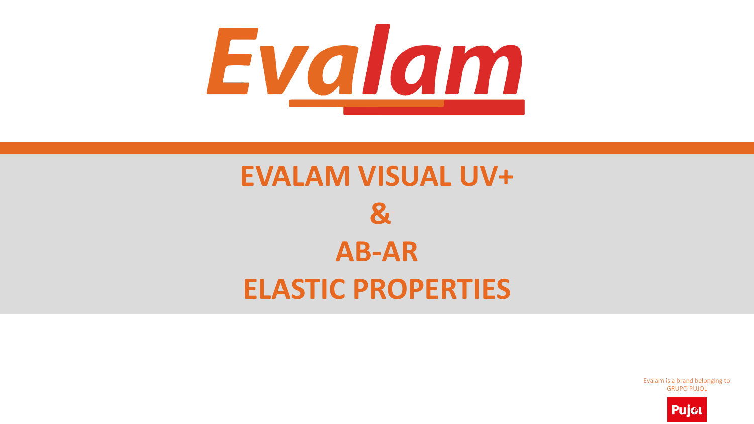Evalam

# EVALAM VISUAL UV+

# &

# AB-AR

# ELASTIC PROPERTIES

Evalam is a brand belonging to GRUPO PUJOL

Pujol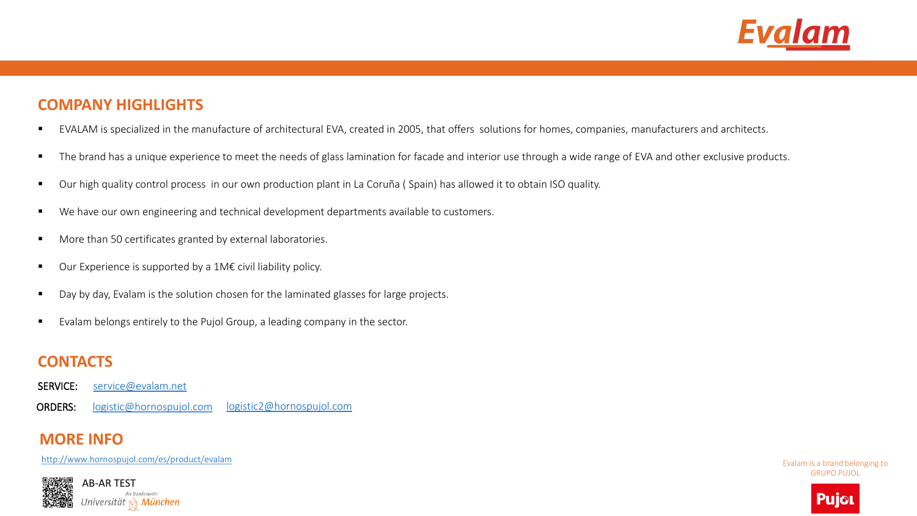Evalam

## COMPANY HIGHLIGHTS

- EVALAM is specialized in the manufacture of architectural EVA, created in 2005, that offers solutions for homes, companies, manufacturers and architects.
- The brand has a unique experience to meet the needs of glass lamination for facade and interior use through a wide range of EVA and other exclusive products.
- Our high quality control process in our own production plant in La Coruña ( Spain) has allowed it to obtain ISO quality.
- We have our own engineering and technical development departments available to customers.
- More than 50 certificates granted by external laboratories.
- Our Experience is supported by a 1M€ civil liability policy.
- Day by day, Evalam is the solution chosen for the laminated glasses for large projects.
- Evalam belongs entirely to the Pujol Group, a leading company in the sector.

## CONTACTS

SERVICE: service@evalam.net

ORDERS: logistic@hornospujol.com logistic2@hornospujol.com

## MORE INFO

http://www.hornospujol.com/es/product/evalam

AB-AR TEST

Universität der Bundeswehr München

Evalam is a brand belonging to GRUPO PUJOL

Pujol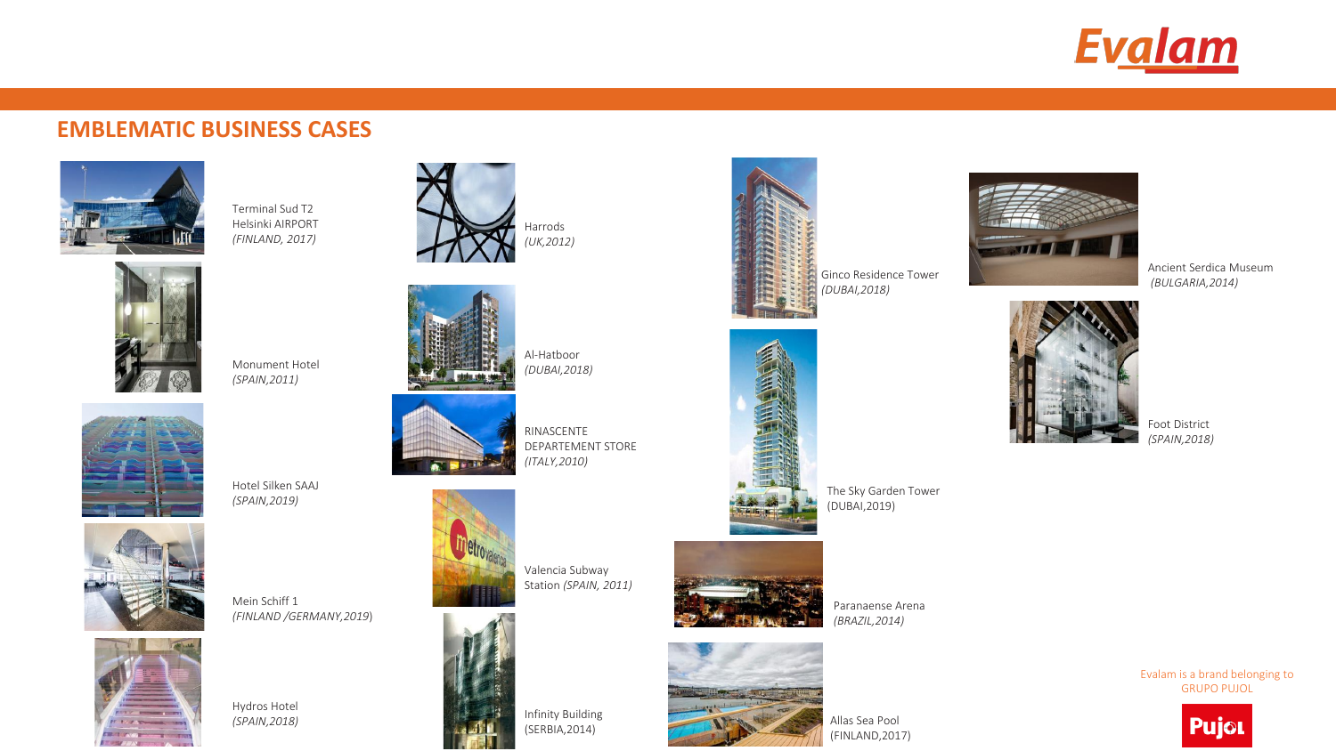Evalam

## EMBLEMATIC BUSINESS CASES

Terminal Sud T2
Helsinki AIRPORT
*(FINLAND, 2017)*

Monument Hotel
*(SPAIN,2011)*

Hotel Silken SAAJ
*(SPAIN,2019)*

Mein Schiff 1
*(FINLAND /GERMANY,2019)*

Hydros Hotel
*(SPAIN,2018)*

Harrods
*(UK,2012)*

Al-Hatboor
*(DUBAI,2018)*

RINASCENTE
DEPARTEMENT STORE
*(ITALY,2010)*

Valencia Subway
Station *(SPAIN, 2011)*

Infinity Building
(SERBIA,2014)

Ginco Residence Tower
*(DUBAI,2018)*

The Sky Garden Tower
(DUBAI,2019)

Paranaense Arena
*(BRAZIL,2014)*

Allas Sea Pool
(FINLAND,2017)

Ancient Serdica Museum
*(BULGARIA,2014)*

Foot District
*(SPAIN,2018)*

Evalam is a brand belonging to
GRUPO PUJOL

Pujol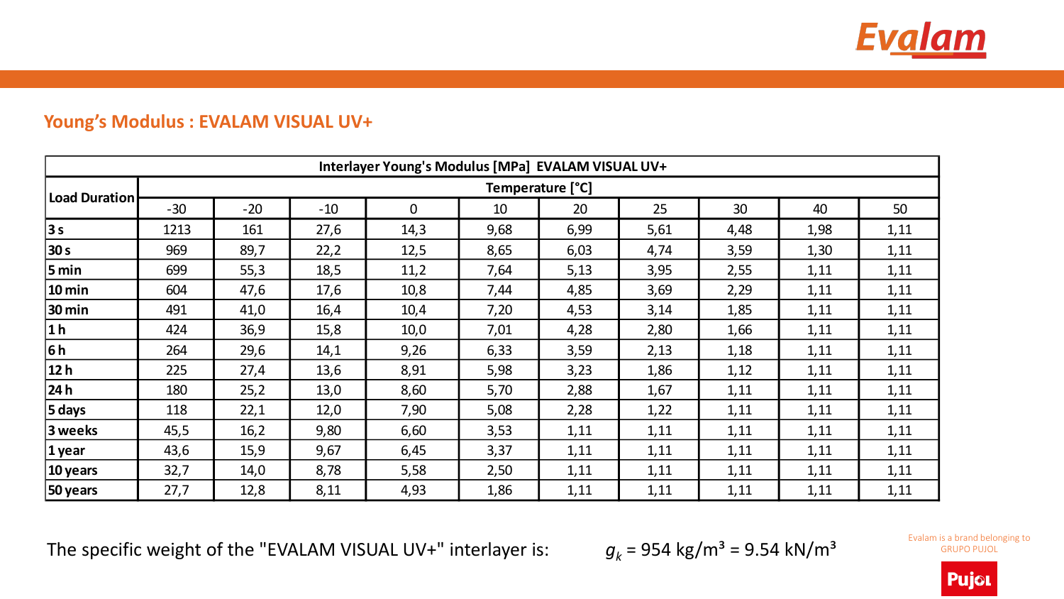## Young's Modulus : EVALAM VISUAL UV+

| Interlayer Young's Modulus [MPa] EVALAM VISUAL UV+ | | | | | | | | | | |
|---|---|---|---|---|---|---|---|---|---|---|
| **Load Duration** | **Temperature [°C]** | | | | | | | | | |
| | -30 | -20 | -10 | 0 | 10 | 20 | 25 | 30 | 40 | 50 |
| **3 s** | 1213 | 161 | 27,6 | 14,3 | 9,68 | 6,99 | 5,61 | 4,48 | 1,98 | 1,11 |
| **30 s** | 969 | 89,7 | 22,2 | 12,5 | 8,65 | 6,03 | 4,74 | 3,59 | 1,30 | 1,11 |
| **5 min** | 699 | 55,3 | 18,5 | 11,2 | 7,64 | 5,13 | 3,95 | 2,55 | 1,11 | 1,11 |
| **10 min** | 604 | 47,6 | 17,6 | 10,8 | 7,44 | 4,85 | 3,69 | 2,29 | 1,11 | 1,11 |
| **30 min** | 491 | 41,0 | 16,4 | 10,4 | 7,20 | 4,53 | 3,14 | 1,85 | 1,11 | 1,11 |
| **1 h** | 424 | 36,9 | 15,8 | 10,0 | 7,01 | 4,28 | 2,80 | 1,66 | 1,11 | 1,11 |
| **6 h** | 264 | 29,6 | 14,1 | 9,26 | 6,33 | 3,59 | 2,13 | 1,18 | 1,11 | 1,11 |
| **12 h** | 225 | 27,4 | 13,6 | 8,91 | 5,98 | 3,23 | 1,86 | 1,12 | 1,11 | 1,11 |
| **24 h** | 180 | 25,2 | 13,0 | 8,60 | 5,70 | 2,88 | 1,67 | 1,11 | 1,11 | 1,11 |
| **5 days** | 118 | 22,1 | 12,0 | 7,90 | 5,08 | 2,28 | 1,22 | 1,11 | 1,11 | 1,11 |
| **3 weeks** | 45,5 | 16,2 | 9,80 | 6,60 | 3,53 | 1,11 | 1,11 | 1,11 | 1,11 | 1,11 |
| **1 year** | 43,6 | 15,9 | 9,67 | 6,45 | 3,37 | 1,11 | 1,11 | 1,11 | 1,11 | 1,11 |
| **10 years** | 32,7 | 14,0 | 8,78 | 5,58 | 2,50 | 1,11 | 1,11 | 1,11 | 1,11 | 1,11 |
| **50 years** | 27,7 | 12,8 | 8,11 | 4,93 | 1,86 | 1,11 | 1,11 | 1,11 | 1,11 | 1,11 |

The specific weight of the "EVALAM VISUAL UV+" interlayer is: $g_k$ = 954 kg/m³ = 9.54 kN/m³

Evalam is a brand belonging to GRUPO PUJOL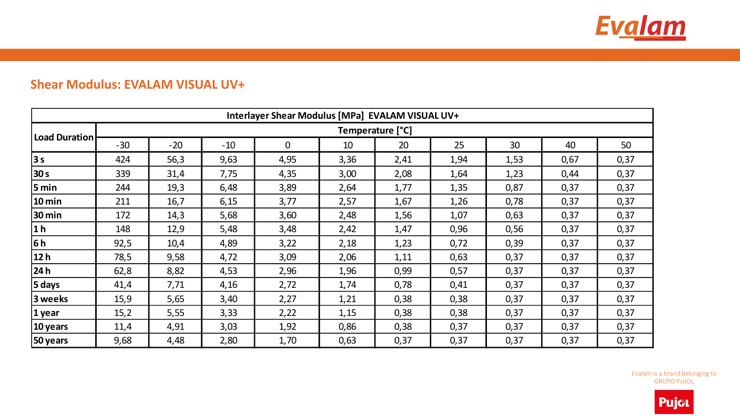## Shear Modulus: EVALAM VISUAL UV+

| Interlayer Shear Modulus [MPa] EVALAM VISUAL UV+ | | | | | | | | | | |
|---|---|---|---|---|---|---|---|---|---|---|
| **Load Duration** | **Temperature [°C]** | | | | | | | | | |
| | -30 | -20 | -10 | 0 | 10 | 20 | 25 | 30 | 40 | 50 |
| **3 s** | 424 | 56,3 | 9,63 | 4,95 | 3,36 | 2,41 | 1,94 | 1,53 | 0,67 | 0,37 |
| **30 s** | 339 | 31,4 | 7,75 | 4,35 | 3,00 | 2,08 | 1,64 | 1,23 | 0,44 | 0,37 |
| **5 min** | 244 | 19,3 | 6,48 | 3,89 | 2,64 | 1,77 | 1,35 | 0,87 | 0,37 | 0,37 |
| **10 min** | 211 | 16,7 | 6,15 | 3,77 | 2,57 | 1,67 | 1,26 | 0,78 | 0,37 | 0,37 |
| **30 min** | 172 | 14,3 | 5,68 | 3,60 | 2,48 | 1,56 | 1,07 | 0,63 | 0,37 | 0,37 |
| **1 h** | 148 | 12,9 | 5,48 | 3,48 | 2,42 | 1,47 | 0,96 | 0,56 | 0,37 | 0,37 |
| **6 h** | 92,5 | 10,4 | 4,89 | 3,22 | 2,18 | 1,23 | 0,72 | 0,39 | 0,37 | 0,37 |
| **12 h** | 78,5 | 9,58 | 4,72 | 3,09 | 2,06 | 1,11 | 0,63 | 0,37 | 0,37 | 0,37 |
| **24 h** | 62,8 | 8,82 | 4,53 | 2,96 | 1,96 | 0,99 | 0,57 | 0,37 | 0,37 | 0,37 |
| **5 days** | 41,4 | 7,71 | 4,16 | 2,72 | 1,74 | 0,78 | 0,41 | 0,37 | 0,37 | 0,37 |
| **3 weeks** | 15,9 | 5,65 | 3,40 | 2,27 | 1,21 | 0,38 | 0,38 | 0,37 | 0,37 | 0,37 |
| **1 year** | 15,2 | 5,55 | 3,33 | 2,22 | 1,15 | 0,38 | 0,38 | 0,37 | 0,37 | 0,37 |
| **10 years** | 11,4 | 4,91 | 3,03 | 1,92 | 0,86 | 0,38 | 0,37 | 0,37 | 0,37 | 0,37 |
| **50 years** | 9,68 | 4,48 | 2,80 | 1,70 | 0,63 | 0,37 | 0,37 | 0,37 | 0,37 | 0,37 |

Evalam is a brand belonging to GRUPO PUJOL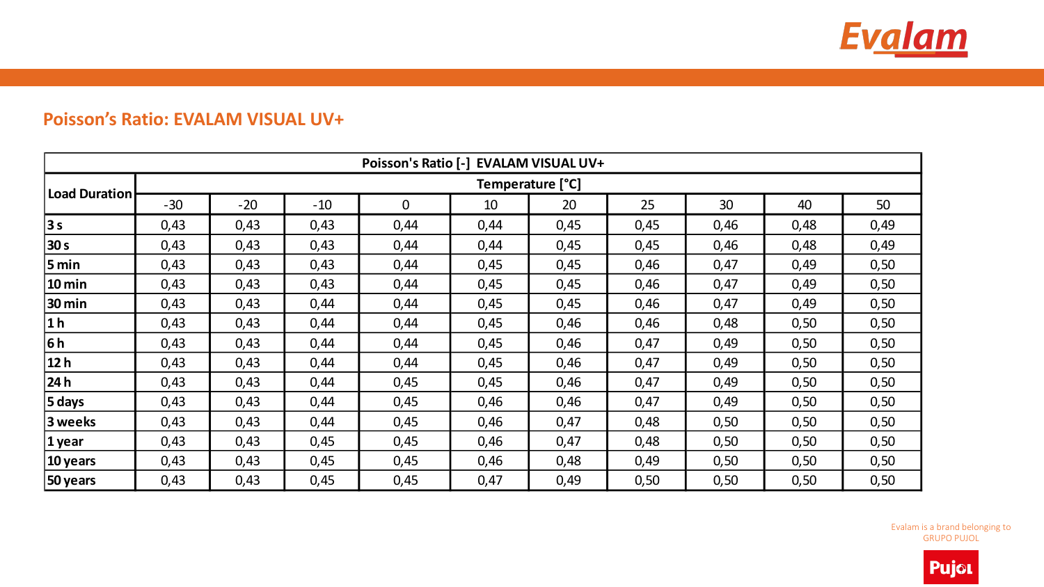## Poisson’s Ratio: EVALAM VISUAL UV+

| Poisson's Ratio [-] EVALAM VISUAL UV+ | | | | | | | | | | |
|---|---|---|---|---|---|---|---|---|---|---|
| Load Duration | Temperature [°C] | | | | | | | | | |
| | -30 | -20 | -10 | 0 | 10 | 20 | 25 | 30 | 40 | 50 |
| **3 s** | 0,43 | 0,43 | 0,43 | 0,44 | 0,44 | 0,45 | 0,45 | 0,46 | 0,48 | 0,49 |
| **30 s** | 0,43 | 0,43 | 0,43 | 0,44 | 0,44 | 0,45 | 0,45 | 0,46 | 0,48 | 0,49 |
| **5 min** | 0,43 | 0,43 | 0,43 | 0,44 | 0,45 | 0,45 | 0,46 | 0,47 | 0,49 | 0,50 |
| **10 min** | 0,43 | 0,43 | 0,43 | 0,44 | 0,45 | 0,45 | 0,46 | 0,47 | 0,49 | 0,50 |
| **30 min** | 0,43 | 0,43 | 0,44 | 0,44 | 0,45 | 0,45 | 0,46 | 0,47 | 0,49 | 0,50 |
| **1 h** | 0,43 | 0,43 | 0,44 | 0,44 | 0,45 | 0,46 | 0,46 | 0,48 | 0,50 | 0,50 |
| **6 h** | 0,43 | 0,43 | 0,44 | 0,44 | 0,45 | 0,46 | 0,47 | 0,49 | 0,50 | 0,50 |
| **12 h** | 0,43 | 0,43 | 0,44 | 0,44 | 0,45 | 0,46 | 0,47 | 0,49 | 0,50 | 0,50 |
| **24 h** | 0,43 | 0,43 | 0,44 | 0,45 | 0,45 | 0,46 | 0,47 | 0,49 | 0,50 | 0,50 |
| **5 days** | 0,43 | 0,43 | 0,44 | 0,45 | 0,46 | 0,46 | 0,47 | 0,49 | 0,50 | 0,50 |
| **3 weeks** | 0,43 | 0,43 | 0,44 | 0,45 | 0,46 | 0,47 | 0,48 | 0,50 | 0,50 | 0,50 |
| **1 year** | 0,43 | 0,43 | 0,45 | 0,45 | 0,46 | 0,47 | 0,48 | 0,50 | 0,50 | 0,50 |
| **10 years** | 0,43 | 0,43 | 0,45 | 0,45 | 0,46 | 0,48 | 0,49 | 0,50 | 0,50 | 0,50 |
| **50 years** | 0,43 | 0,43 | 0,45 | 0,45 | 0,47 | 0,49 | 0,50 | 0,50 | 0,50 | 0,50 |

Evalam is a brand belonging to GRUPO PUJOL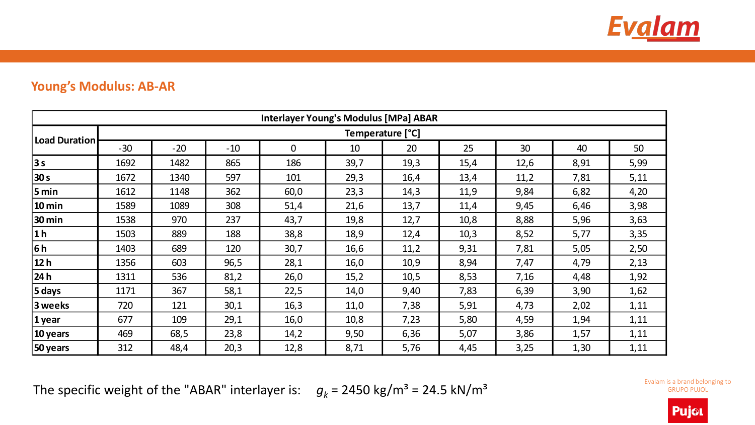## Young's Modulus: AB-AR

| Interlayer Young's Modulus [MPa] ABAR | | | | | | | | | | |
|---|---|---|---|---|---|---|---|---|---|---|
| **Load Duration** | **Temperature [°C]** | | | | | | | | | |
| | -30 | -20 | -10 | 0 | 10 | 20 | 25 | 30 | 40 | 50 |
| **3 s** | 1692 | 1482 | 865 | 186 | 39,7 | 19,3 | 15,4 | 12,6 | 8,91 | 5,99 |
| **30 s** | 1672 | 1340 | 597 | 101 | 29,3 | 16,4 | 13,4 | 11,2 | 7,81 | 5,11 |
| **5 min** | 1612 | 1148 | 362 | 60,0 | 23,3 | 14,3 | 11,9 | 9,84 | 6,82 | 4,20 |
| **10 min** | 1589 | 1089 | 308 | 51,4 | 21,6 | 13,7 | 11,4 | 9,45 | 6,46 | 3,98 |
| **30 min** | 1538 | 970 | 237 | 43,7 | 19,8 | 12,7 | 10,8 | 8,88 | 5,96 | 3,63 |
| **1 h** | 1503 | 889 | 188 | 38,8 | 18,9 | 12,4 | 10,3 | 8,52 | 5,77 | 3,35 |
| **6 h** | 1403 | 689 | 120 | 30,7 | 16,6 | 11,2 | 9,31 | 7,81 | 5,05 | 2,50 |
| **12 h** | 1356 | 603 | 96,5 | 28,1 | 16,0 | 10,9 | 8,94 | 7,47 | 4,79 | 2,13 |
| **24 h** | 1311 | 536 | 81,2 | 26,0 | 15,2 | 10,5 | 8,53 | 7,16 | 4,48 | 1,92 |
| **5 days** | 1171 | 367 | 58,1 | 22,5 | 14,0 | 9,40 | 7,83 | 6,39 | 3,90 | 1,62 |
| **3 weeks** | 720 | 121 | 30,1 | 16,3 | 11,0 | 7,38 | 5,91 | 4,73 | 2,02 | 1,11 |
| **1 year** | 677 | 109 | 29,1 | 16,0 | 10,8 | 7,23 | 5,80 | 4,59 | 1,94 | 1,11 |
| **10 years** | 469 | 68,5 | 23,8 | 14,2 | 9,50 | 6,36 | 5,07 | 3,86 | 1,57 | 1,11 |
| **50 years** | 312 | 48,4 | 20,3 | 12,8 | 8,71 | 5,76 | 4,45 | 3,25 | 1,30 | 1,11 |

The specific weight of the "ABAR" interlayer is: $g_k$ = 2450 kg/m³ = 24.5 kN/m³

Evalam is a brand belonging to GRUPO PUJOL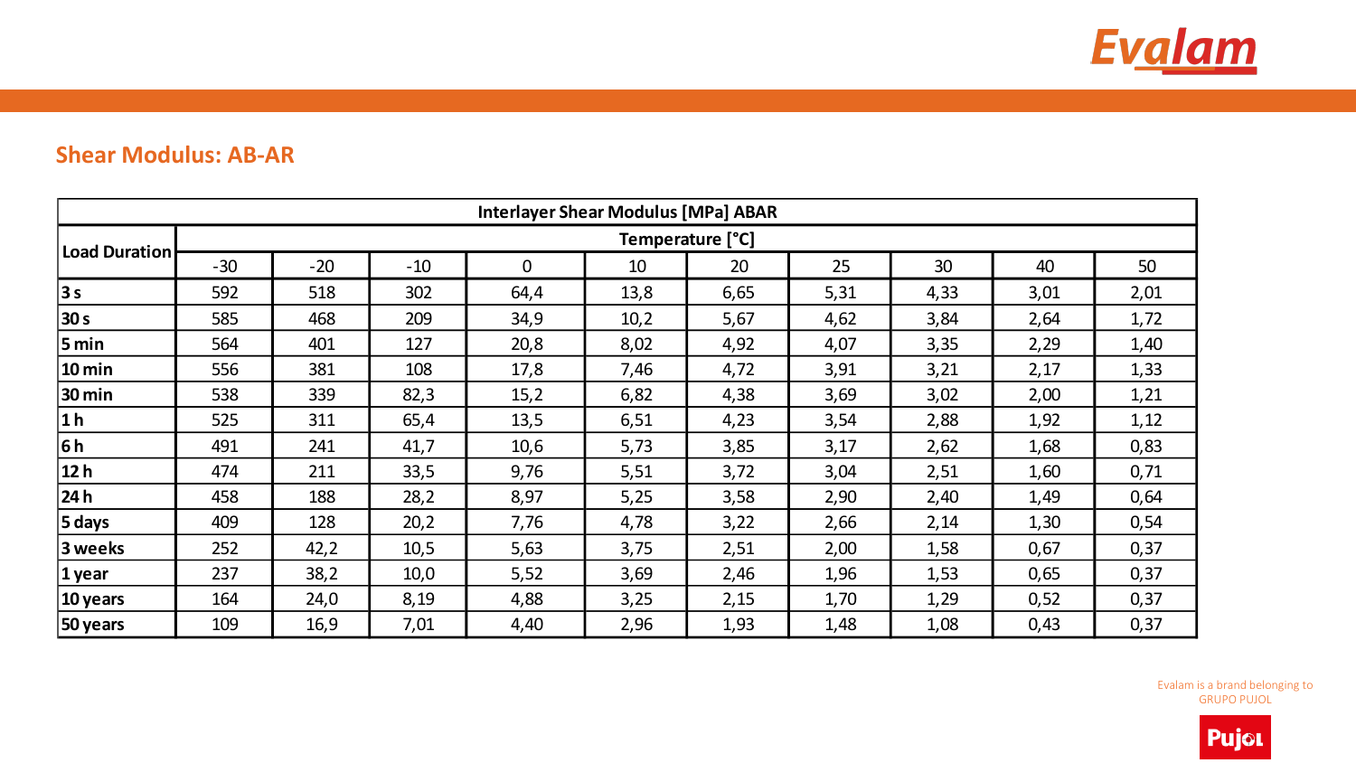## Shear Modulus: AB-AR

| Interlayer Shear Modulus [MPa] ABAR | | | | | | | | | | |
|---|---|---|---|---|---|---|---|---|---|---|
| **Load Duration** | Temperature [°C] | | | | | | | | | |
| | -30 | -20 | -10 | 0 | 10 | 20 | 25 | 30 | 40 | 50 |
| **3 s** | 592 | 518 | 302 | 64,4 | 13,8 | 6,65 | 5,31 | 4,33 | 3,01 | 2,01 |
| **30 s** | 585 | 468 | 209 | 34,9 | 10,2 | 5,67 | 4,62 | 3,84 | 2,64 | 1,72 |
| **5 min** | 564 | 401 | 127 | 20,8 | 8,02 | 4,92 | 4,07 | 3,35 | 2,29 | 1,40 |
| **10 min** | 556 | 381 | 108 | 17,8 | 7,46 | 4,72 | 3,91 | 3,21 | 2,17 | 1,33 |
| **30 min** | 538 | 339 | 82,3 | 15,2 | 6,82 | 4,38 | 3,69 | 3,02 | 2,00 | 1,21 |
| **1 h** | 525 | 311 | 65,4 | 13,5 | 6,51 | 4,23 | 3,54 | 2,88 | 1,92 | 1,12 |
| **6 h** | 491 | 241 | 41,7 | 10,6 | 5,73 | 3,85 | 3,17 | 2,62 | 1,68 | 0,83 |
| **12 h** | 474 | 211 | 33,5 | 9,76 | 5,51 | 3,72 | 3,04 | 2,51 | 1,60 | 0,71 |
| **24 h** | 458 | 188 | 28,2 | 8,97 | 5,25 | 3,58 | 2,90 | 2,40 | 1,49 | 0,64 |
| **5 days** | 409 | 128 | 20,2 | 7,76 | 4,78 | 3,22 | 2,66 | 2,14 | 1,30 | 0,54 |
| **3 weeks** | 252 | 42,2 | 10,5 | 5,63 | 3,75 | 2,51 | 2,00 | 1,58 | 0,67 | 0,37 |
| **1 year** | 237 | 38,2 | 10,0 | 5,52 | 3,69 | 2,46 | 1,96 | 1,53 | 0,65 | 0,37 |
| **10 years** | 164 | 24,0 | 8,19 | 4,88 | 3,25 | 2,15 | 1,70 | 1,29 | 0,52 | 0,37 |
| **50 years** | 109 | 16,9 | 7,01 | 4,40 | 2,96 | 1,93 | 1,48 | 1,08 | 0,43 | 0,37 |

Evalam is a brand belonging to GRUPO PUJOL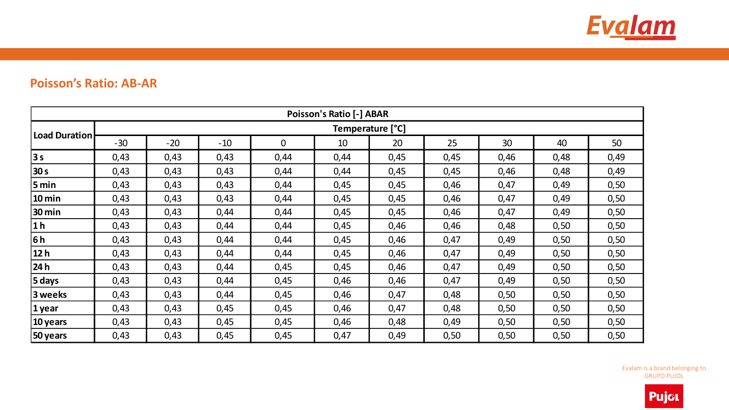## Poisson's Ratio: AB-AR

| Poisson's Ratio [-] ABAR | | | | | | | | | | |
|---|---|---|---|---|---|---|---|---|---|---|
| Load Duration | Temperature [°C] | | | | | | | | | |
| | -30 | -20 | -10 | 0 | 10 | 20 | 25 | 30 | 40 | 50 |
| 3 s | 0,43 | 0,43 | 0,43 | 0,44 | 0,44 | 0,45 | 0,45 | 0,46 | 0,48 | 0,49 |
| 30 s | 0,43 | 0,43 | 0,43 | 0,44 | 0,44 | 0,45 | 0,45 | 0,46 | 0,48 | 0,49 |
| 5 min | 0,43 | 0,43 | 0,43 | 0,44 | 0,45 | 0,45 | 0,46 | 0,47 | 0,49 | 0,50 |
| 10 min | 0,43 | 0,43 | 0,43 | 0,44 | 0,45 | 0,45 | 0,46 | 0,47 | 0,49 | 0,50 |
| 30 min | 0,43 | 0,43 | 0,44 | 0,44 | 0,45 | 0,45 | 0,46 | 0,47 | 0,49 | 0,50 |
| 1 h | 0,43 | 0,43 | 0,44 | 0,44 | 0,45 | 0,46 | 0,46 | 0,48 | 0,50 | 0,50 |
| 6 h | 0,43 | 0,43 | 0,44 | 0,44 | 0,45 | 0,46 | 0,47 | 0,49 | 0,50 | 0,50 |
| 12 h | 0,43 | 0,43 | 0,44 | 0,44 | 0,45 | 0,46 | 0,47 | 0,49 | 0,50 | 0,50 |
| 24 h | 0,43 | 0,43 | 0,44 | 0,45 | 0,45 | 0,46 | 0,47 | 0,49 | 0,50 | 0,50 |
| 5 days | 0,43 | 0,43 | 0,44 | 0,45 | 0,46 | 0,46 | 0,47 | 0,49 | 0,50 | 0,50 |
| 3 weeks | 0,43 | 0,43 | 0,44 | 0,45 | 0,46 | 0,47 | 0,48 | 0,50 | 0,50 | 0,50 |
| 1 year | 0,43 | 0,43 | 0,45 | 0,45 | 0,46 | 0,47 | 0,48 | 0,50 | 0,50 | 0,50 |
| 10 years | 0,43 | 0,43 | 0,45 | 0,45 | 0,46 | 0,48 | 0,49 | 0,50 | 0,50 | 0,50 |
| 50 years | 0,43 | 0,43 | 0,45 | 0,45 | 0,47 | 0,49 | 0,50 | 0,50 | 0,50 | 0,50 |